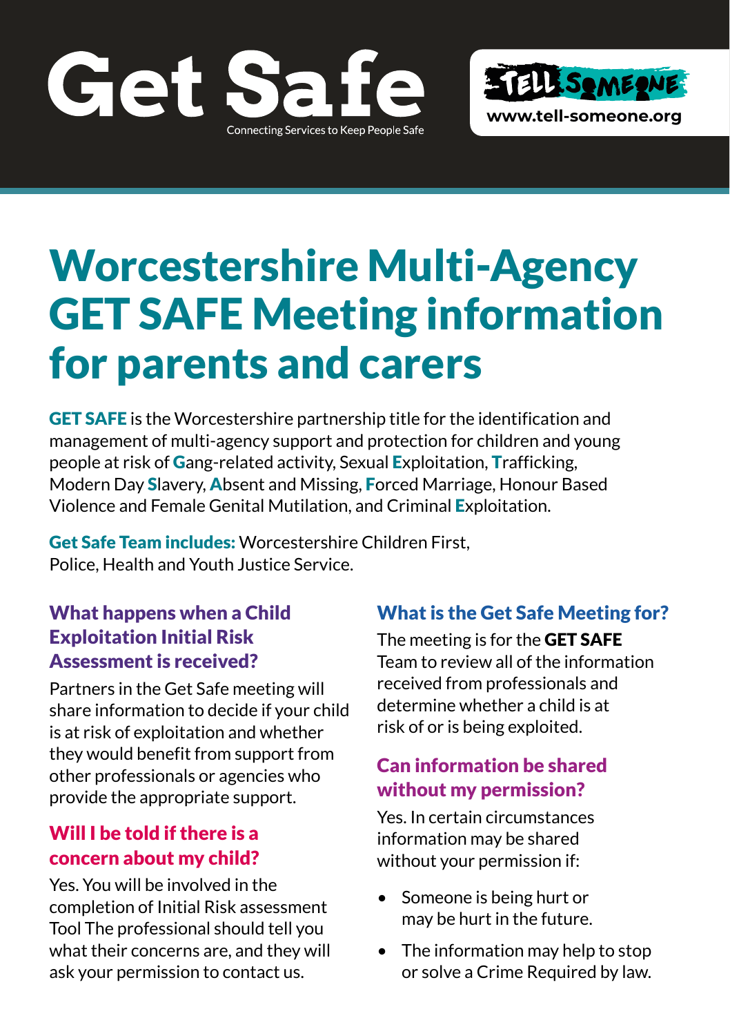# Get Safe

Connecting Services to Keep People Safe

TELL SOMEONE
www.tell-someone.org

# Worcestershire Multi-Agency GET SAFE Meeting information for parents and carers

**GET SAFE** is the Worcestershire partnership title for the identification and management of multi-agency support and protection for children and young people at risk of **G**ang-related activity, Sexual **E**xploitation, **T**rafficking, Modern Day **S**lavery, **A**bsent and Missing, **F**orced Marriage, Honour Based Violence and Female Genital Mutilation, and Criminal **E**xploitation.

**Get Safe Team includes:** Worcestershire Children First, Police, Health and Youth Justice Service.

## What happens when a Child Exploitation Initial Risk Assessment is received?

Partners in the Get Safe meeting will share information to decide if your child is at risk of exploitation and whether they would benefit from support from other professionals or agencies who provide the appropriate support.

## Will I be told if there is a concern about my child?

Yes. You will be involved in the completion of Initial Risk assessment Tool The professional should tell you what their concerns are, and they will ask your permission to contact us.

## What is the Get Safe Meeting for?

The meeting is for the **GET SAFE** Team to review all of the information received from professionals and determine whether a child is at risk of or is being exploited.

## Can information be shared without my permission?

Yes. In certain circumstances information may be shared without your permission if:

- Someone is being hurt or may be hurt in the future.
- The information may help to stop or solve a Crime Required by law.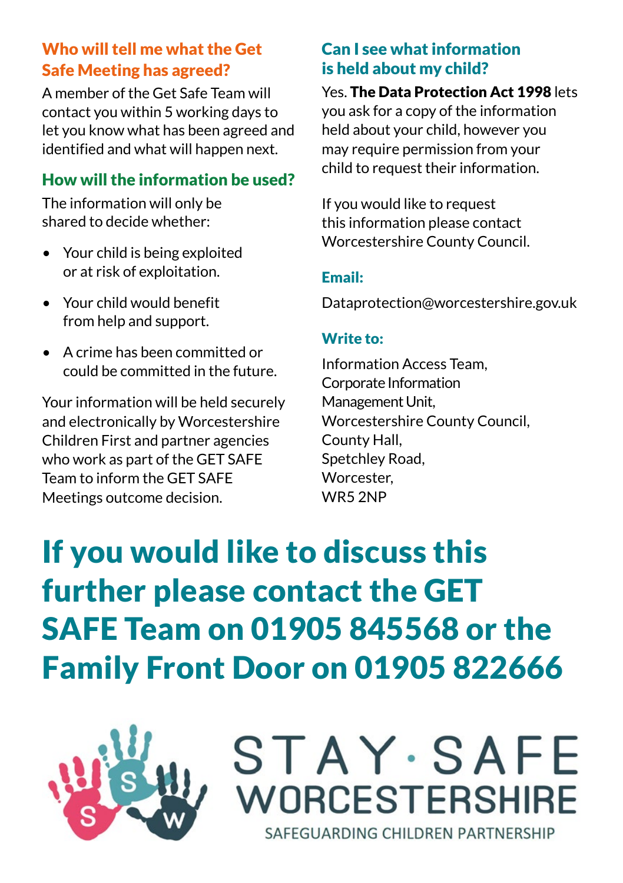## Who will tell me what the Get Safe Meeting has agreed?

A member of the Get Safe Team will contact you within 5 working days to let you know what has been agreed and identified and what will happen next.

## How will the information be used?

The information will only be shared to decide whether:

- Your child is being exploited or at risk of exploitation.
- Your child would benefit from help and support.
- A crime has been committed or could be committed in the future.

Your information will be held securely and electronically by Worcestershire Children First and partner agencies who work as part of the GET SAFE Team to inform the GET SAFE Meetings outcome decision.

## Can I see what information is held about my child?

Yes. **The Data Protection Act 1998** lets you ask for a copy of the information held about your child, however you may require permission from your child to request their information.

If you would like to request this information please contact Worcestershire County Council.

### Email:

Dataprotection@worcestershire.gov.uk

### Write to:

Information Access Team,
Corporate Information Management Unit,
Worcestershire County Council,
County Hall,
Spetchley Road,
Worcester,
WR5 2NP

# If you would like to discuss this further please contact the GET SAFE Team on 01905 845568 or the Family Front Door on 01905 822666

STAY·SAFE
WORCESTERSHIRE
SAFEGUARDING CHILDREN PARTNERSHIP